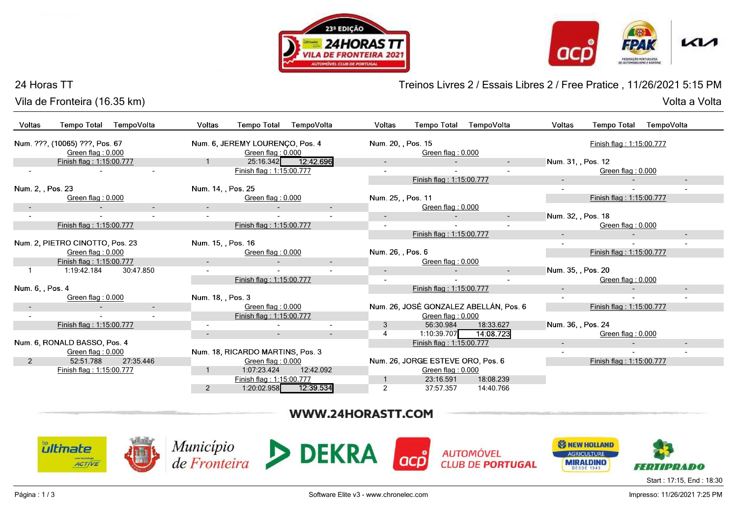24 Horas TT

Vila de Fronteira (16.35 km)

Treinos Livres 2 / Essais Libres 2 / Free Pratice , 11/26/2021 5:15 PM

Volta a Volta

| Voltas | Tempo Total | TempoVolta |
|---|---|---|
| **Num. ???, (10065) ???, Pos. 67** | | |
| | Green flag : 0.000 | |
| | Finish flag : 1:15:00.777 | |
| - | - | - |
| **Num. 2, , Pos. 23** | | |
| | Green flag : 0.000 | |
| - | - | - |
| - | - | - |
| | Finish flag : 1:15:00.777 | |
| **Num. 2, PIETRO CINOTTO, Pos. 23** | | |
| | Green flag : 0.000 | |
| | Finish flag : 1:15:00.777 | |
| 1 | 1:19:42.184 | 30:47.850 |
| **Num. 6, , Pos. 4** | | |
| | Green flag : 0.000 | |
| - | - | - |
| - | - | - |
| | Finish flag : 1:15:00.777 | |
| **Num. 6, RONALD BASSO, Pos. 4** | | |
| | Green flag : 0.000 | |
| 2 | 52:51.788 | 27:35.446 |
| | Finish flag : 1:15:00.777 | |
| **Num. 6, JEREMY LOURENÇO, Pos. 4** | | |
| | Green flag : 0.000 | |
| 1 | 25:16.342 | 12:42.696 |
| | Finish flag : 1:15:00.777 | |
| **Num. 14, , Pos. 25** | | |
| | Green flag : 0.000 | |
| - | - | - |
| - | - | - |
| | Finish flag : 1:15:00.777 | |
| **Num. 15, , Pos. 16** | | |
| | Green flag : 0.000 | |
| - | - | - |
| - | - | - |
| | Finish flag : 1:15:00.777 | |
| **Num. 18, , Pos. 3** | | |
| | Green flag : 0.000 | |
| | Finish flag : 1:15:00.777 | |
| - | - | - |
| - | - | - |
| **Num. 18, RICARDO MARTINS, Pos. 3** | | |
| | Green flag : 0.000 | |
| 1 | 1:07:23.424 | 12:42.092 |
| | Finish flag : 1:15:00.777 | |
| 2 | 1:20:02.958 | 12:39.534 |
| **Num. 20, , Pos. 15** | | |
| | Green flag : 0.000 | |
| - | - | - |
| - | - | - |
| | Finish flag : 1:15:00.777 | |
| **Num. 25, , Pos. 11** | | |
| | Green flag : 0.000 | |
| - | - | - |
| - | - | - |
| | Finish flag : 1:15:00.777 | |
| **Num. 26, , Pos. 6** | | |
| | Green flag : 0.000 | |
| - | - | - |
| - | - | - |
| | Finish flag : 1:15:00.777 | |
| **Num. 26, JOSÉ GONZALEZ ABELLÁN, Pos. 6** | | |
| | Green flag : 0.000 | |
| 3 | 56:30.984 | 18:33.627 |
| 4 | 1:10:39.707 | 14:08.723 |
| | Finish flag : 1:15:00.777 | |
| **Num. 26, JORGE ESTEVE ORO, Pos. 6** | | |
| | Green flag : 0.000 | |
| 1 | 23:16.591 | 18:08.239 |
| 2 | 37:57.357 | 14:40.766 |
| | Finish flag : 1:15:00.777 | |
| **Num. 31, , Pos. 12** | | |
| | Green flag : 0.000 | |
| - | - | - |
| - | - | - |
| | Finish flag : 1:15:00.777 | |
| **Num. 32, , Pos. 18** | | |
| | Green flag : 0.000 | |
| - | - | - |
| - | - | - |
| | Finish flag : 1:15:00.777 | |
| **Num. 35, , Pos. 20** | | |
| | Green flag : 0.000 | |
| - | - | - |
| - | - | - |
| | Finish flag : 1:15:00.777 | |
| **Num. 36, , Pos. 24** | | |
| | Green flag : 0.000 | |
| - | - | - |
| - | - | - |
| | Finish flag : 1:15:00.777 | |

WWW.24HORASTT.COM

Start : 17:15, End : 18:30

Software Elite v3 - www.chronelec.com

Impresso: 11/26/2021 7:25 PM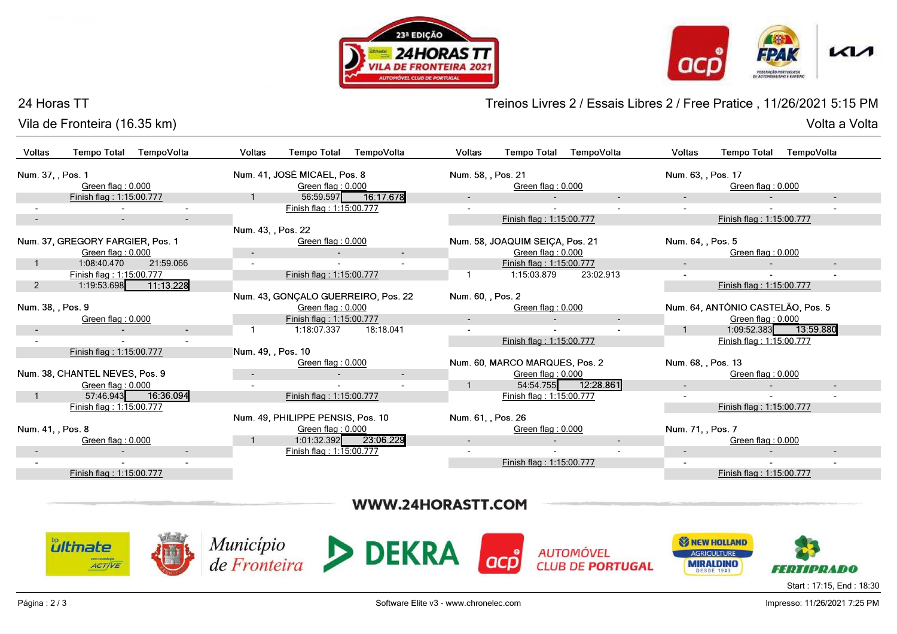24 Horas TT

Vila de Fronteira (16.35 km)

Treinos Livres 2 / Essais Libres 2 / Free Pratice , 11/26/2021 5:15 PM

Volta a Volta

**Num. 37, , Pos. 1**

| Voltas | Tempo Total | TempoVolta |
|---|---|---|
| | Green flag : 0.000 | |
| | Finish flag : 1:15:00.777 | |
| - | - | - |
| - | - | - |

**Num. 37, GREGORY FARGIER, Pos. 1**

| Voltas | Tempo Total | TempoVolta |
|---|---|---|
| | Green flag : 0.000 | |
| 1 | 1:08:40.470 | 21:59.066 |
| | Finish flag : 1:15:00.777 | |
| 2 | 1:19:53.698 | 11:13.228 |

**Num. 38, , Pos. 9**

| Voltas | Tempo Total | TempoVolta |
|---|---|---|
| | Green flag : 0.000 | |
| - | - | - |
| - | - | - |
| | Finish flag : 1:15:00.777 | |

**Num. 38, CHANTEL NEVES, Pos. 9**

| Voltas | Tempo Total | TempoVolta |
|---|---|---|
| | Green flag : 0.000 | |
| 1 | 57:46.943 | 16:36.094 |
| | Finish flag : 1:15:00.777 | |

**Num. 41, , Pos. 8**

| Voltas | Tempo Total | TempoVolta |
|---|---|---|
| | Green flag : 0.000 | |
| - | - | - |
| - | - | - |
| | Finish flag : 1:15:00.777 | |

**Num. 41, JOSÉ MICAEL, Pos. 8**

| Voltas | Tempo Total | TempoVolta |
|---|---|---|
| | Green flag : 0.000 | |
| 1 | 56:59.597 | 16:17.678 |
| | Finish flag : 1:15:00.777 | |

**Num. 43, , Pos. 22**

| Voltas | Tempo Total | TempoVolta |
|---|---|---|
| | Green flag : 0.000 | |
| - | - | - |
| - | - | - |
| | Finish flag : 1:15:00.777 | |

**Num. 43, GONÇALO GUERREIRO, Pos. 22**

| Voltas | Tempo Total | TempoVolta |
|---|---|---|
| | Green flag : 0.000 | |
| | Finish flag : 1:15:00.777 | |
| 1 | 1:18:07.337 | 18:18.041 |

**Num. 49, , Pos. 10**

| Voltas | Tempo Total | TempoVolta |
|---|---|---|
| | Green flag : 0.000 | |
| - | - | - |
| - | - | - |
| | Finish flag : 1:15:00.777 | |

**Num. 49, PHILIPPE PENSIS, Pos. 10**

| Voltas | Tempo Total | TempoVolta |
|---|---|---|
| | Green flag : 0.000 | |
| 1 | 1:01:32.392 | 23:06.229 |
| | Finish flag : 1:15:00.777 | |

**Num. 58, , Pos. 21**

| Voltas | Tempo Total | TempoVolta |
|---|---|---|
| | Green flag : 0.000 | |
| - | - | - |
| - | - | - |
| | Finish flag : 1:15:00.777 | |

**Num. 58, JOAQUIM SEIÇA, Pos. 21**

| Voltas | Tempo Total | TempoVolta |
|---|---|---|
| | Green flag : 0.000 | |
| | Finish flag : 1:15:00.777 | |
| 1 | 1:15:03.879 | 23:02.913 |

**Num. 60, , Pos. 2**

| Voltas | Tempo Total | TempoVolta |
|---|---|---|
| | Green flag : 0.000 | |
| - | - | - |
| - | - | - |
| | Finish flag : 1:15:00.777 | |

**Num. 60, MARCO MARQUES, Pos. 2**

| Voltas | Tempo Total | TempoVolta |
|---|---|---|
| | Green flag : 0.000 | |
| 1 | 54:54.755 | 12:28.861 |
| | Finish flag : 1:15:00.777 | |

**Num. 61, , Pos. 26**

| Voltas | Tempo Total | TempoVolta |
|---|---|---|
| | Green flag : 0.000 | |
| - | - | - |
| - | - | - |
| | Finish flag : 1:15:00.777 | |

**Num. 63, , Pos. 17**

| Voltas | Tempo Total | TempoVolta |
|---|---|---|
| | Green flag : 0.000 | |
| - | - | - |
| - | - | - |
| | Finish flag : 1:15:00.777 | |

**Num. 64, , Pos. 5**

| Voltas | Tempo Total | TempoVolta |
|---|---|---|
| | Green flag : 0.000 | |
| - | - | - |
| - | - | - |
| | Finish flag : 1:15:00.777 | |

**Num. 64, ANTÓNIO CASTELÃO, Pos. 5**

| Voltas | Tempo Total | TempoVolta |
|---|---|---|
| | Green flag : 0.000 | |
| 1 | 1:09:52.383 | 13:59.880 |
| | Finish flag : 1:15:00.777 | |

**Num. 68, , Pos. 13**

| Voltas | Tempo Total | TempoVolta |
|---|---|---|
| | Green flag : 0.000 | |
| - | - | - |
| - | - | - |
| | Finish flag : 1:15:00.777 | |

**Num. 71, , Pos. 7**

| Voltas | Tempo Total | TempoVolta |
|---|---|---|
| | Green flag : 0.000 | |
| - | - | - |
| - | - | - |
| | Finish flag : 1:15:00.777 | |

WWW.24HORASTT.COM

Start : 17:15, End : 18:30

Software Elite v3 - www.chronelec.com

Impresso: 11/26/2021 7:25 PM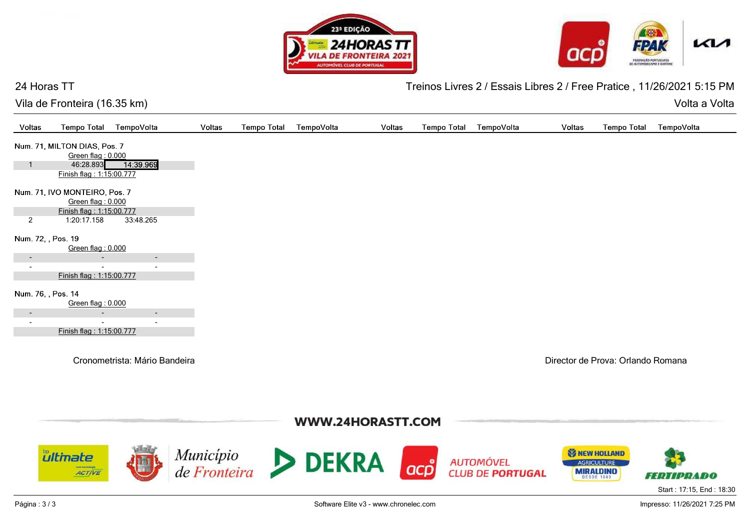24 Horas TT

Vila de Fronteira (16.35 km)

Treinos Livres 2 / Essais Libres 2 / Free Pratice , 11/26/2021 5:15 PM

Volta a Volta

| Voltas | Tempo Total | TempoVolta |
|---|---|---|
| **Num. 71, MILTON DIAS, Pos. 7** | | |
| | Green flag : 0.000 | |
| 1 | 46:28.893 | 14:39.969 |
| | Finish flag : 1:15:00.777 | |
| **Num. 71, IVO MONTEIRO, Pos. 7** | | |
| | Green flag : 0.000 | |
| | Finish flag : 1:15:00.777 | |
| 2 | 1:20:17.158 | 33:48.265 |
| **Num. 72, , Pos. 19** | | |
| | Green flag : 0.000 | |
| - | - | - |
| - | - | - |
| | Finish flag : 1:15:00.777 | |
| **Num. 76, , Pos. 14** | | |
| | Green flag : 0.000 | |
| - | - | - |
| - | - | - |
| | Finish flag : 1:15:00.777 | |

Cronometrista: Mário Bandeira

Director de Prova: Orlando Romana

WWW.24HORASTT.COM

Start : 17:15, End : 18:30

Software Elite v3 - www.chronelec.com

Impresso: 11/26/2021 7:25 PM